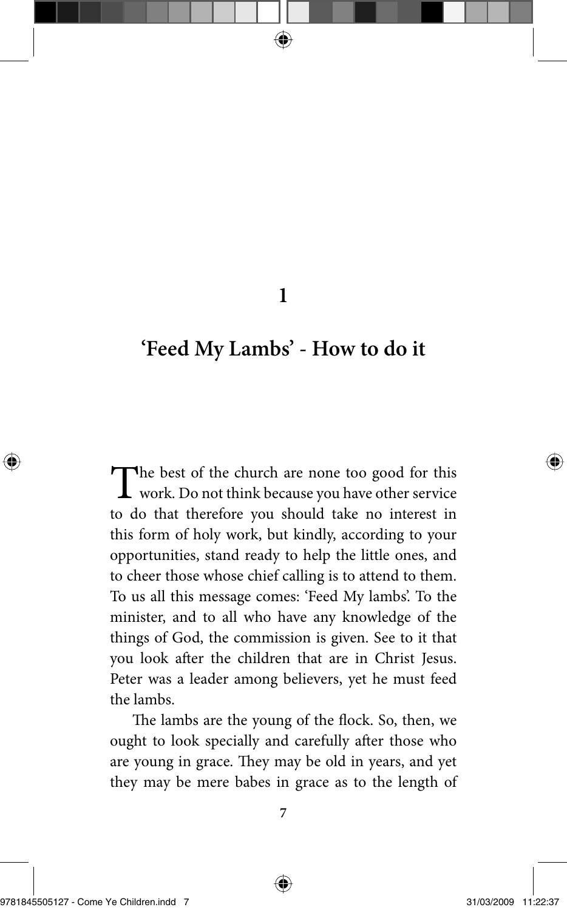# 1

## 'Feed My Lambs' - How to do it

The best of the church are none too good for this work. Do not think because you have other service to do that therefore you should take no interest in this form of holy work, but kindly, according to your opportunities, stand ready to help the little ones, and to cheer those whose chief calling is to attend to them. To us all this message comes: 'Feed My lambs'. To the minister, and to all who have any knowledge of the things of God, the commission is given. See to it that you look after the children that are in Christ Jesus. Peter was a leader among believers, yet he must feed the lambs.

The lambs are the young of the flock. So, then, we ought to look specially and carefully after those who are young in grace. They may be old in years, and yet they may be mere babes in grace as to the length of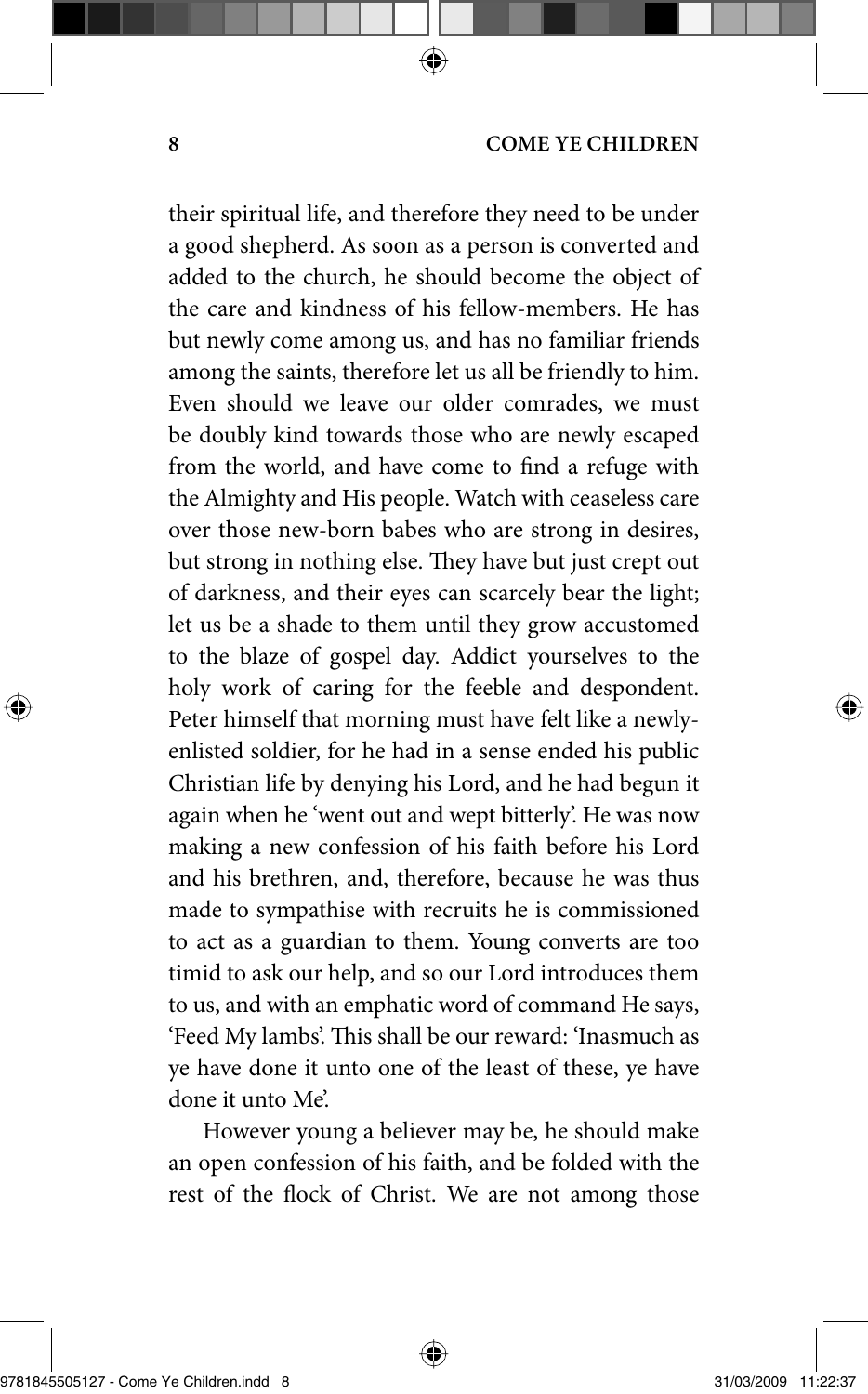their spiritual life, and therefore they need to be under a good shepherd. As soon as a person is converted and added to the church, he should become the object of the care and kindness of his fellow-members. He has but newly come among us, and has no familiar friends among the saints, therefore let us all be friendly to him. Even should we leave our older comrades, we must be doubly kind towards those who are newly escaped from the world, and have come to find a refuge with the Almighty and His people. Watch with ceaseless care over those new-born babes who are strong in desires, but strong in nothing else. They have but just crept out of darkness, and their eyes can scarcely bear the light; let us be a shade to them until they grow accustomed to the blaze of gospel day. Addict yourselves to the holy work of caring for the feeble and despondent. Peter himself that morning must have felt like a newly-enlisted soldier, for he had in a sense ended his public Christian life by denying his Lord, and he had begun it again when he 'went out and wept bitterly'. He was now making a new confession of his faith before his Lord and his brethren, and, therefore, because he was thus made to sympathise with recruits he is commissioned to act as a guardian to them. Young converts are too timid to ask our help, and so our Lord introduces them to us, and with an emphatic word of command He says, 'Feed My lambs'. This shall be our reward: 'Inasmuch as ye have done it unto one of the least of these, ye have done it unto Me'.

However young a believer may be, he should make an open confession of his faith, and be folded with the rest of the flock of Christ. We are not among those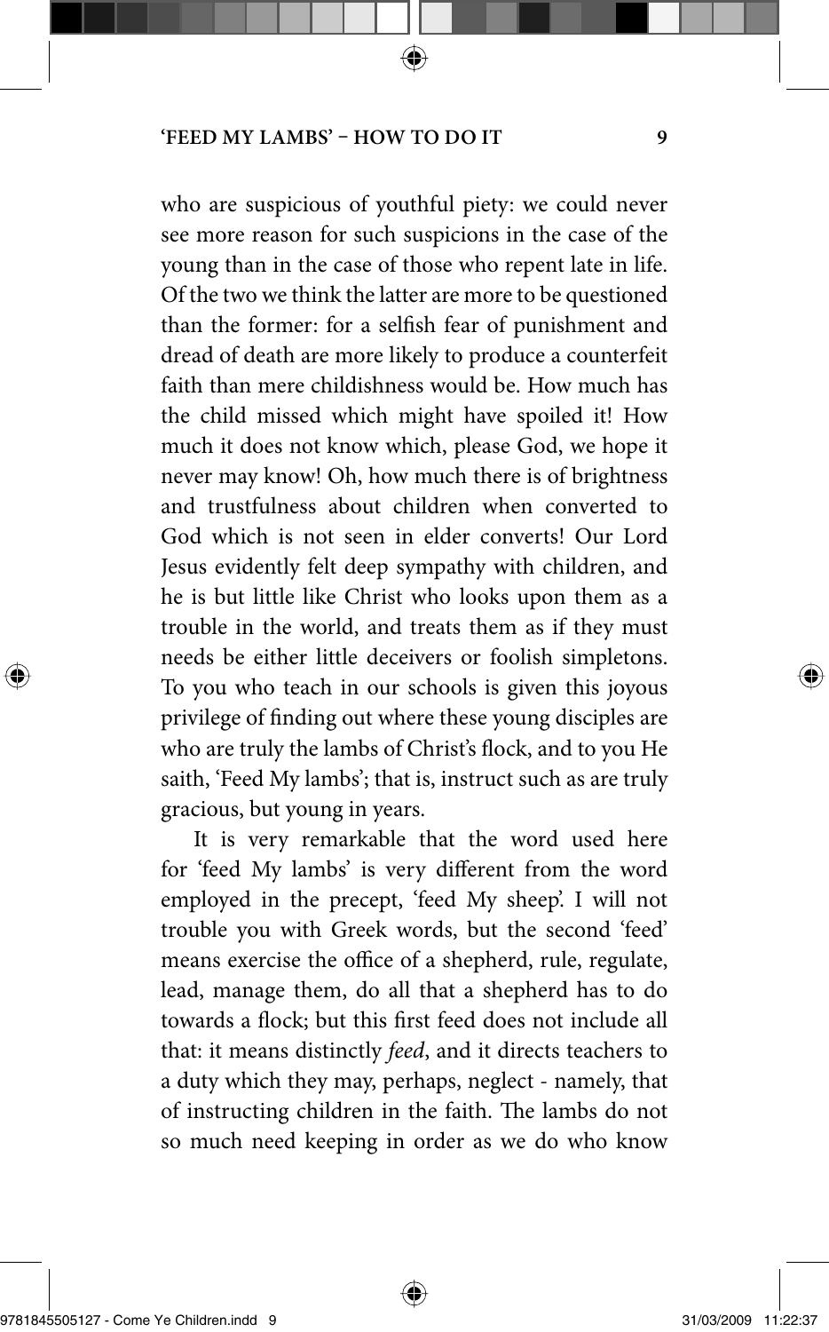who are suspicious of youthful piety: we could never see more reason for such suspicions in the case of the young than in the case of those who repent late in life. Of the two we think the latter are more to be questioned than the former: for a selfish fear of punishment and dread of death are more likely to produce a counterfeit faith than mere childishness would be. How much has the child missed which might have spoiled it! How much it does not know which, please God, we hope it never may know! Oh, how much there is of brightness and trustfulness about children when converted to God which is not seen in elder converts! Our Lord Jesus evidently felt deep sympathy with children, and he is but little like Christ who looks upon them as a trouble in the world, and treats them as if they must needs be either little deceivers or foolish simpletons. To you who teach in our schools is given this joyous privilege of finding out where these young disciples are who are truly the lambs of Christ's flock, and to you He saith, 'Feed My lambs'; that is, instruct such as are truly gracious, but young in years.

It is very remarkable that the word used here for 'feed My lambs' is very different from the word employed in the precept, 'feed My sheep'. I will not trouble you with Greek words, but the second 'feed' means exercise the office of a shepherd, rule, regulate, lead, manage them, do all that a shepherd has to do towards a flock; but this first feed does not include all that: it means distinctly *feed*, and it directs teachers to a duty which they may, perhaps, neglect - namely, that of instructing children in the faith. The lambs do not so much need keeping in order as we do who know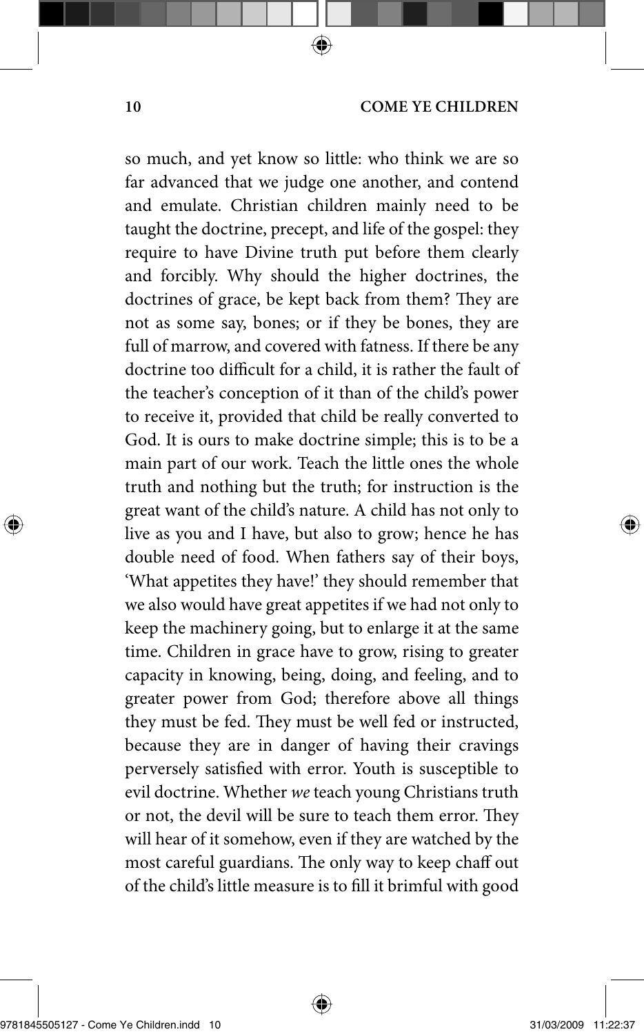so much, and yet know so little: who think we are so far advanced that we judge one another, and contend and emulate. Christian children mainly need to be taught the doctrine, precept, and life of the gospel: they require to have Divine truth put before them clearly and forcibly. Why should the higher doctrines, the doctrines of grace, be kept back from them? They are not as some say, bones; or if they be bones, they are full of marrow, and covered with fatness. If there be any doctrine too difficult for a child, it is rather the fault of the teacher's conception of it than of the child's power to receive it, provided that child be really converted to God. It is ours to make doctrine simple; this is to be a main part of our work. Teach the little ones the whole truth and nothing but the truth; for instruction is the great want of the child's nature. A child has not only to live as you and I have, but also to grow; hence he has double need of food. When fathers say of their boys, 'What appetites they have!' they should remember that we also would have great appetites if we had not only to keep the machinery going, but to enlarge it at the same time. Children in grace have to grow, rising to greater capacity in knowing, being, doing, and feeling, and to greater power from God; therefore above all things they must be fed. They must be well fed or instructed, because they are in danger of having their cravings perversely satisfied with error. Youth is susceptible to evil doctrine. Whether *we* teach young Christians truth or not, the devil will be sure to teach them error. They will hear of it somehow, even if they are watched by the most careful guardians. The only way to keep chaff out of the child's little measure is to fill it brimful with good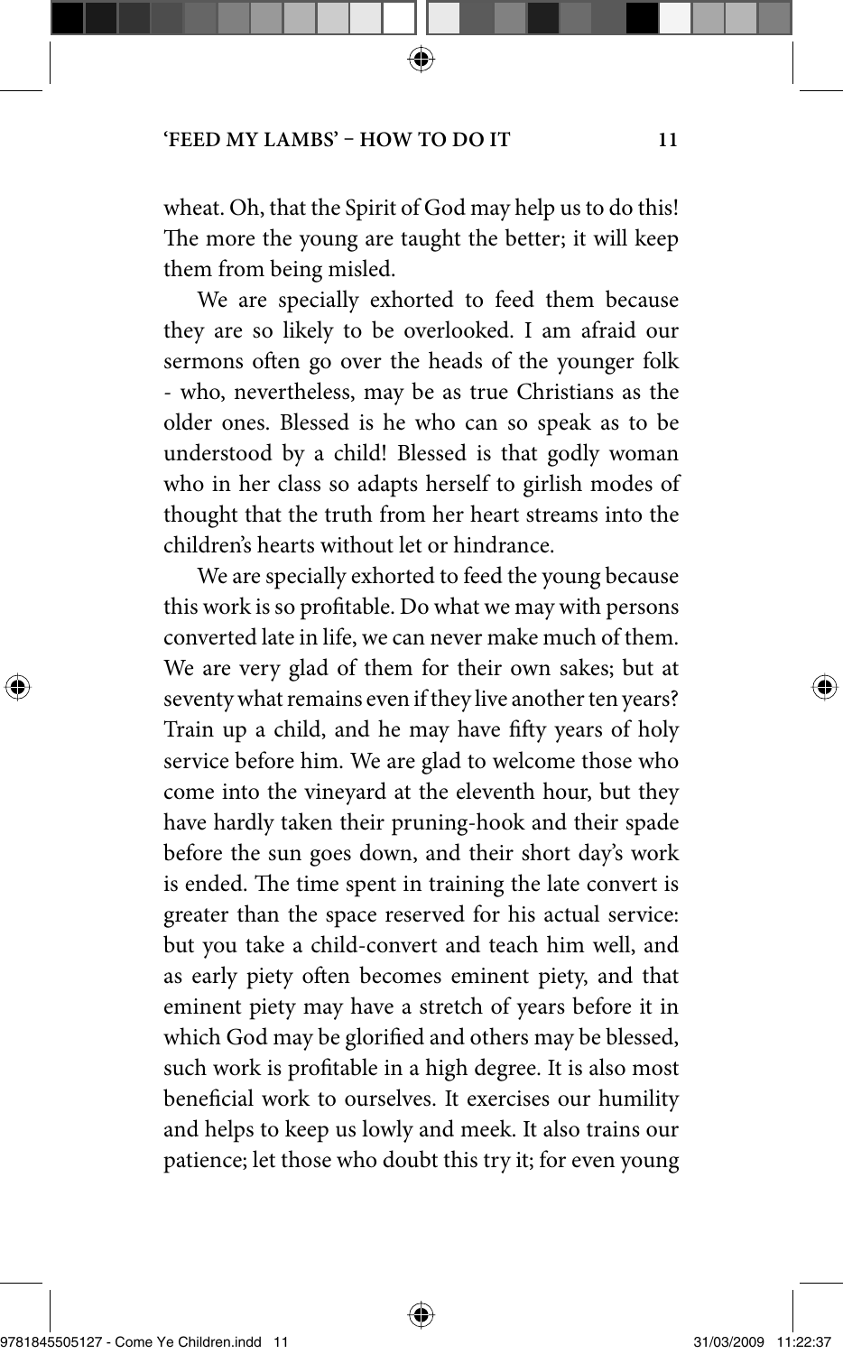wheat. Oh, that the Spirit of God may help us to do this! The more the young are taught the better; it will keep them from being misled.

We are specially exhorted to feed them because they are so likely to be overlooked. I am afraid our sermons often go over the heads of the younger folk - who, nevertheless, may be as true Christians as the older ones. Blessed is he who can so speak as to be understood by a child! Blessed is that godly woman who in her class so adapts herself to girlish modes of thought that the truth from her heart streams into the children's hearts without let or hindrance.

We are specially exhorted to feed the young because this work is so profitable. Do what we may with persons converted late in life, we can never make much of them. We are very glad of them for their own sakes; but at seventy what remains even if they live another ten years? Train up a child, and he may have fifty years of holy service before him. We are glad to welcome those who come into the vineyard at the eleventh hour, but they have hardly taken their pruning-hook and their spade before the sun goes down, and their short day's work is ended. The time spent in training the late convert is greater than the space reserved for his actual service: but you take a child-convert and teach him well, and as early piety often becomes eminent piety, and that eminent piety may have a stretch of years before it in which God may be glorified and others may be blessed, such work is profitable in a high degree. It is also most beneficial work to ourselves. It exercises our humility and helps to keep us lowly and meek. It also trains our patience; let those who doubt this try it; for even young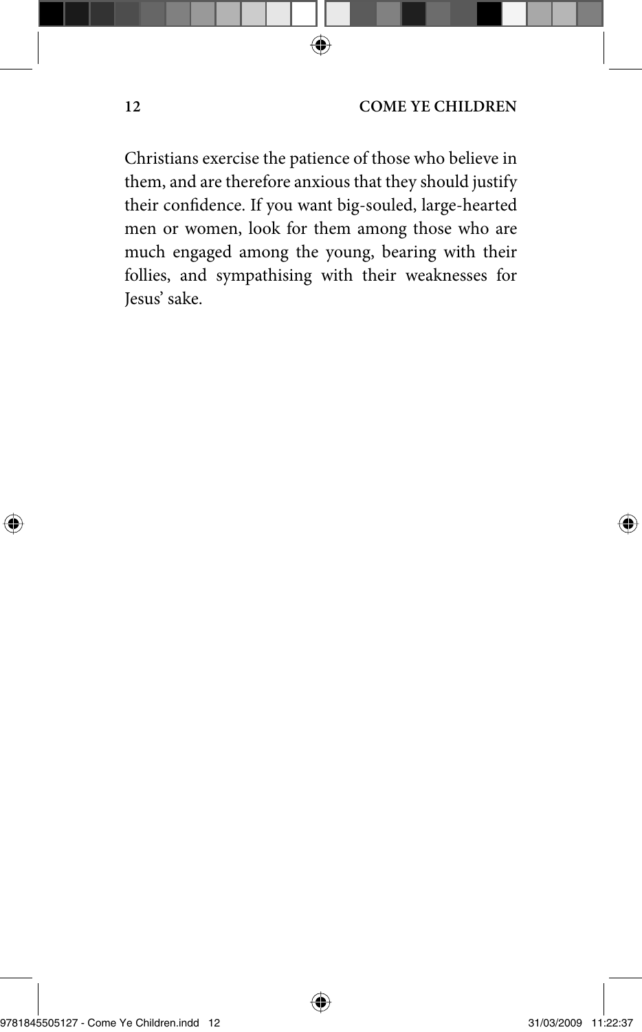Christians exercise the patience of those who believe in them, and are therefore anxious that they should justify their confidence. If you want big-souled, large-hearted men or women, look for them among those who are much engaged among the young, bearing with their follies, and sympathising with their weaknesses for Jesus' sake.